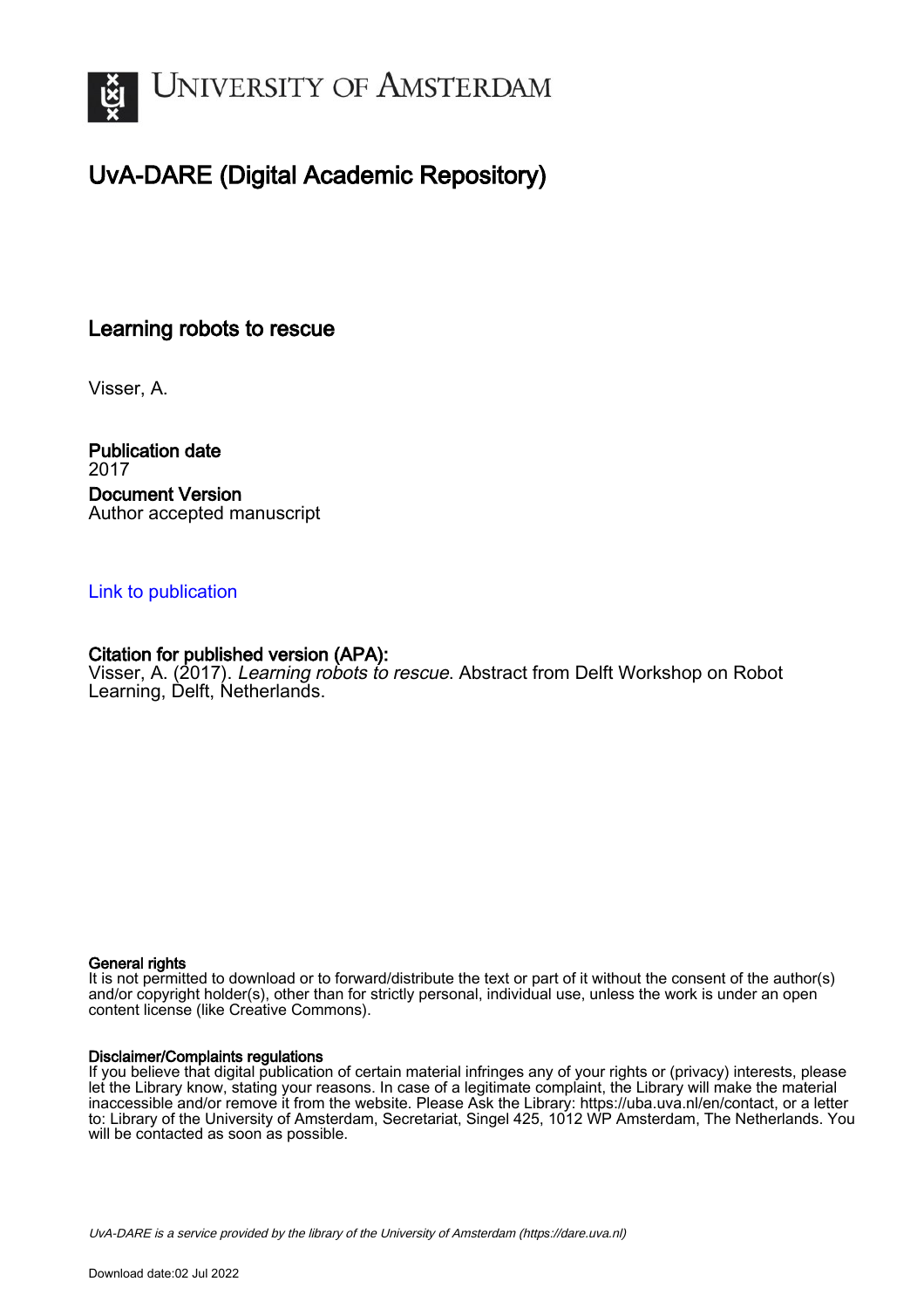# University of Amsterdam

## UvA-DARE (Digital Academic Repository)

### Learning robots to rescue

Visser, A.

**Publication date**
2017

**Document Version**
Author accepted manuscript

[Link to publication](#)

**Citation for published version (APA):**
Visser, A. (2017). *Learning robots to rescue.* Abstract from Delft Workshop on Robot Learning, Delft, Netherlands.

**General rights**
It is not permitted to download or to forward/distribute the text or part of it without the consent of the author(s) and/or copyright holder(s), other than for strictly personal, individual use, unless the work is under an open content license (like Creative Commons).

**Disclaimer/Complaints regulations**
If you believe that digital publication of certain material infringes any of your rights or (privacy) interests, please let the Library know, stating your reasons. In case of a legitimate complaint, the Library will make the material inaccessible and/or remove it from the website. Please Ask the Library: https://uba.uva.nl/en/contact, or a letter to: Library of the University of Amsterdam, Secretariat, Singel 425, 1012 WP Amsterdam, The Netherlands. You will be contacted as soon as possible.

*UvA-DARE is a service provided by the library of the University of Amsterdam (https://dare.uva.nl)*

Download date:02 Jul 2022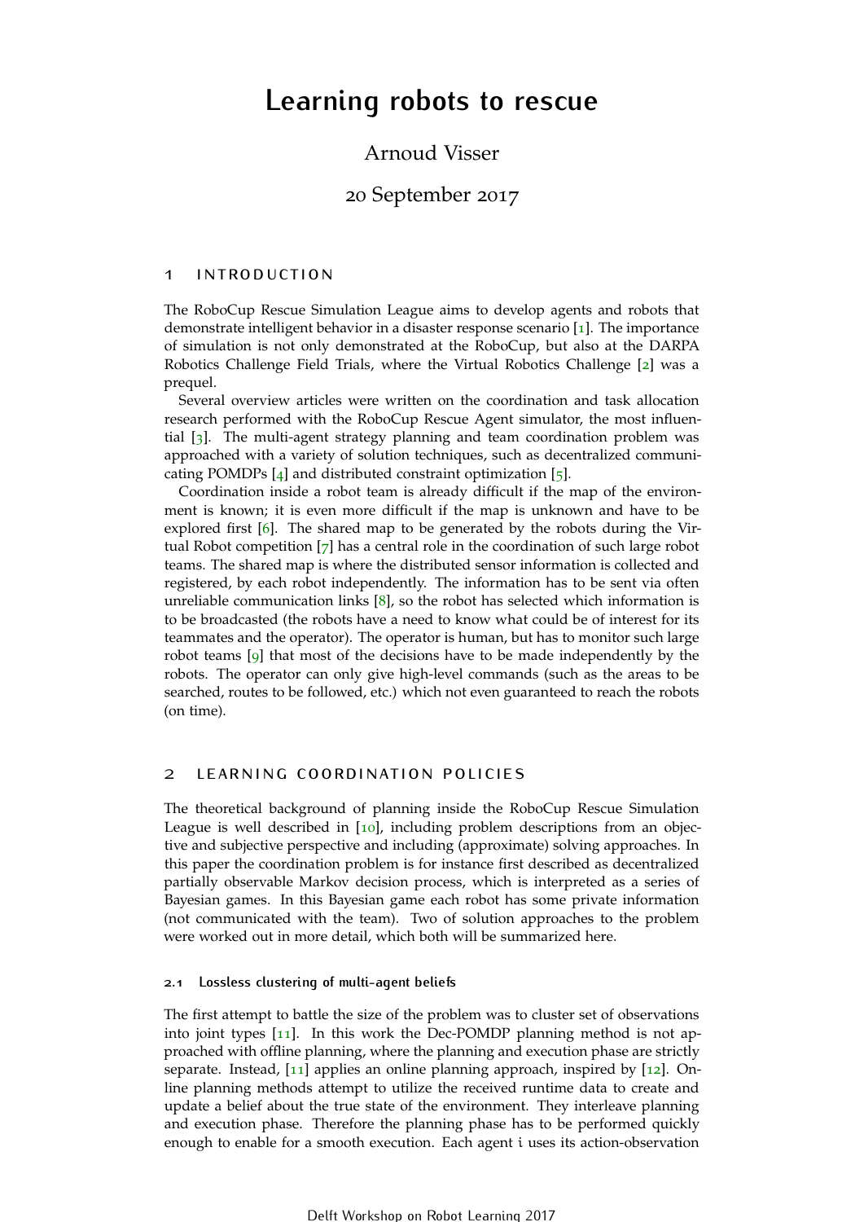# Learning robots to rescue

Arnoud Visser

20 September 2017

## 1 INTRODUCTION

The RoboCup Rescue Simulation League aims to develop agents and robots that demonstrate intelligent behavior in a disaster response scenario [1]. The importance of simulation is not only demonstrated at the RoboCup, but also at the DARPA Robotics Challenge Field Trials, where the Virtual Robotics Challenge [2] was a prequel.

Several overview articles were written on the coordination and task allocation research performed with the RoboCup Rescue Agent simulator, the most influential [3]. The multi-agent strategy planning and team coordination problem was approached with a variety of solution techniques, such as decentralized communicating POMDPs [4] and distributed constraint optimization [5].

Coordination inside a robot team is already difficult if the map of the environment is known; it is even more difficult if the map is unknown and have to be explored first [6]. The shared map to be generated by the robots during the Virtual Robot competition [7] has a central role in the coordination of such large robot teams. The shared map is where the distributed sensor information is collected and registered, by each robot independently. The information has to be sent via often unreliable communication links [8], so the robot has selected which information is to be broadcasted (the robots have a need to know what could be of interest for its teammates and the operator). The operator is human, but has to monitor such large robot teams [9] that most of the decisions have to be made independently by the robots. The operator can only give high-level commands (such as the areas to be searched, routes to be followed, etc.) which not even guaranteed to reach the robots (on time).

## 2 LEARNING COORDINATION POLICIES

The theoretical background of planning inside the RoboCup Rescue Simulation League is well described in [10], including problem descriptions from an objective and subjective perspective and including (approximate) solving approaches. In this paper the coordination problem is for instance first described as decentralized partially observable Markov decision process, which is interpreted as a series of Bayesian games. In this Bayesian game each robot has some private information (not communicated with the team). Two of solution approaches to the problem were worked out in more detail, which both will be summarized here.

### 2.1 Lossless clustering of multi-agent beliefs

The first attempt to battle the size of the problem was to cluster set of observations into joint types [11]. In this work the Dec-POMDP planning method is not approached with offline planning, where the planning and execution phase are strictly separate. Instead, [11] applies an online planning approach, inspired by [12]. Online planning methods attempt to utilize the received runtime data to create and update a belief about the true state of the environment. They interleave planning and execution phase. Therefore the planning phase has to be performed quickly enough to enable for a smooth execution. Each agent $i$ uses its action-observation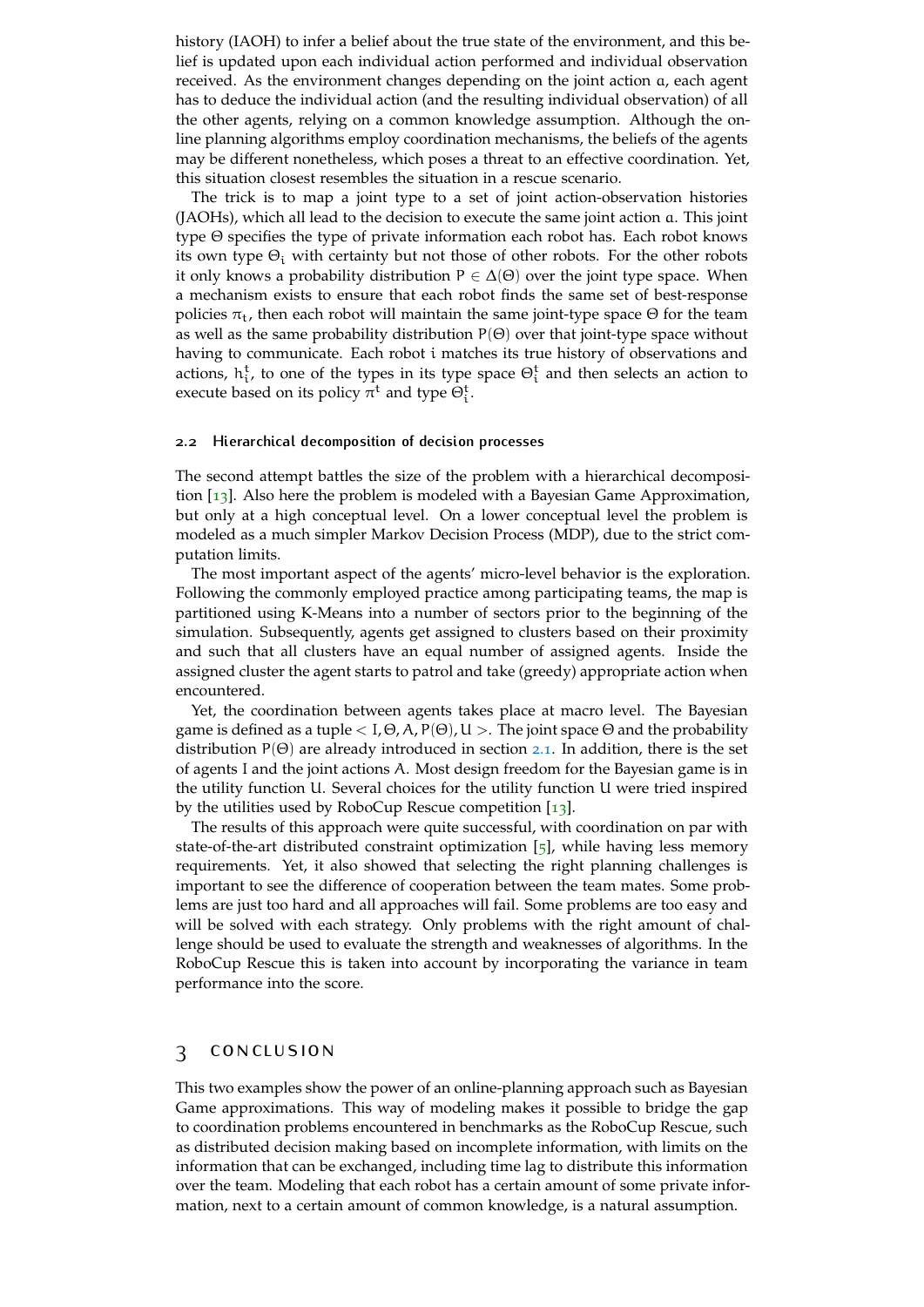history (IAOH) to infer a belief about the true state of the environment, and this belief is updated upon each individual action performed and individual observation received. As the environment changes depending on the joint action $a$, each agent has to deduce the individual action (and the resulting individual observation) of all the other agents, relying on a common knowledge assumption. Although the online planning algorithms employ coordination mechanisms, the beliefs of the agents may be different nonetheless, which poses a threat to an effective coordination. Yet, this situation closest resembles the situation in a rescue scenario.

The trick is to map a joint type to a set of joint action-observation histories (JAOHs), which all lead to the decision to execute the same joint action $a$. This joint type $\Theta$ specifies the type of private information each robot has. Each robot knows its own type $\Theta_i$ with certainty but not those of other robots. For the other robots it only knows a probability distribution $P \in \Delta(\Theta)$ over the joint type space. When a mechanism exists to ensure that each robot finds the same set of best-response policies $\pi_t$, then each robot will maintain the same joint-type space $\Theta$ for the team as well as the same probability distribution $P(\Theta)$ over that joint-type space without having to communicate. Each robot $i$ matches its true history of observations and actions, $h_i^t$, to one of the types in its type space $\Theta_i^t$ and then selects an action to execute based on its policy $\pi^t$ and type $\Theta_i^t$.

### 2.2 Hierarchical decomposition of decision processes

The second attempt battles the size of the problem with a hierarchical decomposition [13]. Also here the problem is modeled with a Bayesian Game Approximation, but only at a high conceptual level. On a lower conceptual level the problem is modeled as a much simpler Markov Decision Process (MDP), due to the strict computation limits.

The most important aspect of the agents' micro-level behavior is the exploration. Following the commonly employed practice among participating teams, the map is partitioned using K-Means into a number of sectors prior to the beginning of the simulation. Subsequently, agents get assigned to clusters based on their proximity and such that all clusters have an equal number of assigned agents. Inside the assigned cluster the agent starts to patrol and take (greedy) appropriate action when encountered.

Yet, the coordination between agents takes place at macro level. The Bayesian game is defined as a tuple $< I, \Theta, A, P(\Theta), U >$. The joint space $\Theta$ and the probability distribution $P(\Theta)$ are already introduced in section 2.1. In addition, there is the set of agents $I$ and the joint actions $A$. Most design freedom for the Bayesian game is in the utility function $U$. Several choices for the utility function $U$ were tried inspired by the utilities used by RoboCup Rescue competition [13].

The results of this approach were quite successful, with coordination on par with state-of-the-art distributed constraint optimization [5], while having less memory requirements. Yet, it also showed that selecting the right planning challenges is important to see the difference of cooperation between the team mates. Some problems are just too hard and all approaches will fail. Some problems are too easy and will be solved with each strategy. Only problems with the right amount of challenge should be used to evaluate the strength and weaknesses of algorithms. In the RoboCup Rescue this is taken into account by incorporating the variance in team performance into the score.

## 3 CONCLUSION

This two examples show the power of an online-planning approach such as Bayesian Game approximations. This way of modeling makes it possible to bridge the gap to coordination problems encountered in benchmarks as the RoboCup Rescue, such as distributed decision making based on incomplete information, with limits on the information that can be exchanged, including time lag to distribute this information over the team. Modeling that each robot has a certain amount of some private information, next to a certain amount of common knowledge, is a natural assumption.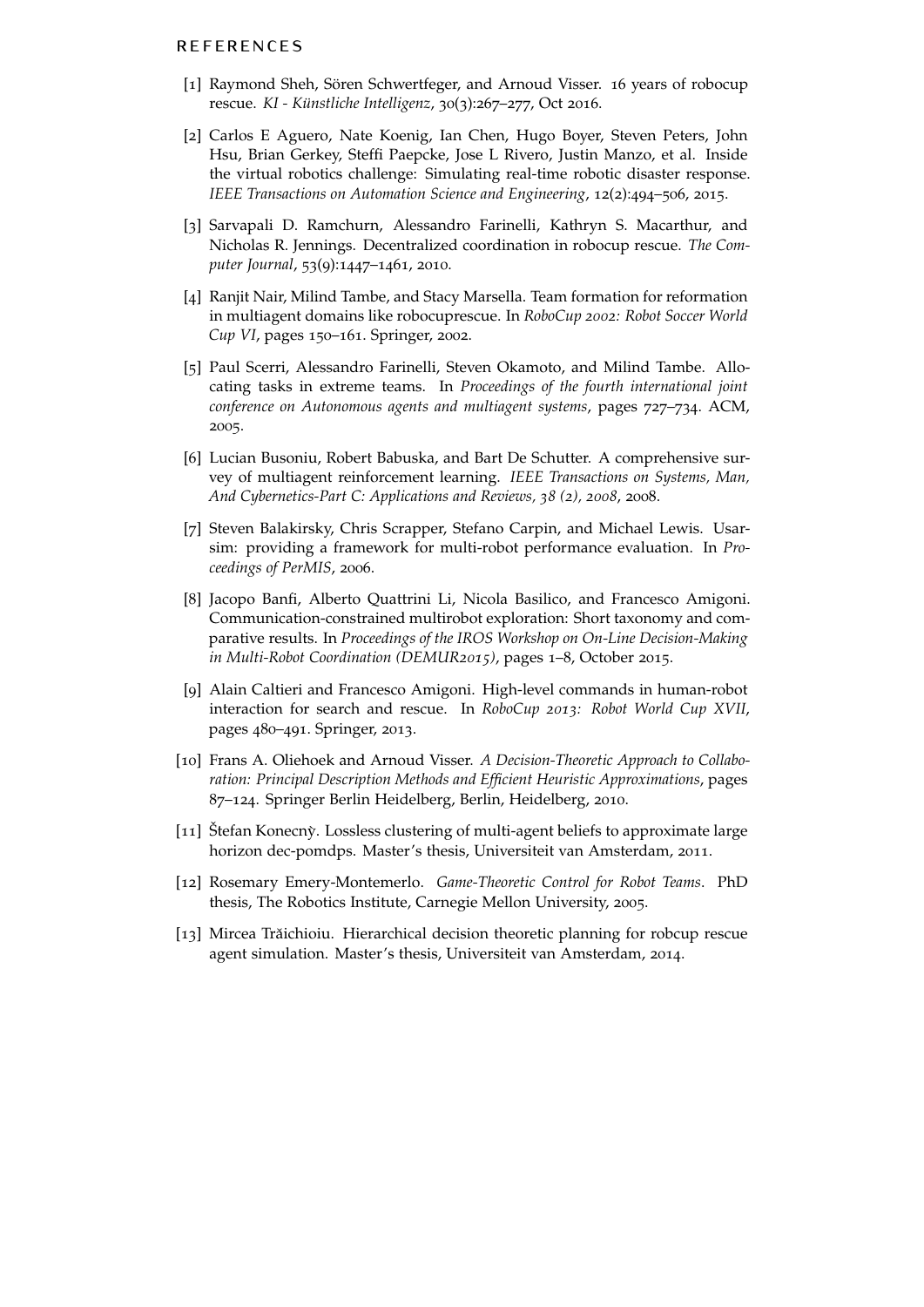# REFERENCES

[1] Raymond Sheh, Sören Schwertfeger, and Arnoud Visser. 16 years of robocup rescue. *KI - Künstliche Intelligenz*, 30(3):267–277, Oct 2016.

[2] Carlos E Aguero, Nate Koenig, Ian Chen, Hugo Boyer, Steven Peters, John Hsu, Brian Gerkey, Steffi Paepcke, Jose L Rivero, Justin Manzo, et al. Inside the virtual robotics challenge: Simulating real-time robotic disaster response. *IEEE Transactions on Automation Science and Engineering*, 12(2):494–506, 2015.

[3] Sarvapali D. Ramchurn, Alessandro Farinelli, Kathryn S. Macarthur, and Nicholas R. Jennings. Decentralized coordination in robocup rescue. *The Computer Journal*, 53(9):1447–1461, 2010.

[4] Ranjit Nair, Milind Tambe, and Stacy Marsella. Team formation for reformation in multiagent domains like robocuprescue. In *RoboCup 2002: Robot Soccer World Cup VI*, pages 150–161. Springer, 2002.

[5] Paul Scerri, Alessandro Farinelli, Steven Okamoto, and Milind Tambe. Allocating tasks in extreme teams. In *Proceedings of the fourth international joint conference on Autonomous agents and multiagent systems*, pages 727–734. ACM, 2005.

[6] Lucian Busoniu, Robert Babuska, and Bart De Schutter. A comprehensive survey of multiagent reinforcement learning. *IEEE Transactions on Systems, Man, And Cybernetics-Part C: Applications and Reviews, 38 (2), 2008*, 2008.

[7] Steven Balakirsky, Chris Scrapper, Stefano Carpin, and Michael Lewis. Usarsim: providing a framework for multi-robot performance evaluation. In *Proceedings of PerMIS*, 2006.

[8] Jacopo Banfi, Alberto Quattrini Li, Nicola Basilico, and Francesco Amigoni. Communication-constrained multirobot exploration: Short taxonomy and comparative results. In *Proceedings of the IROS Workshop on On-Line Decision-Making in Multi-Robot Coordination (DEMUR2015)*, pages 1–8, October 2015.

[9] Alain Caltieri and Francesco Amigoni. High-level commands in human-robot interaction for search and rescue. In *RoboCup 2013: Robot World Cup XVII*, pages 480–491. Springer, 2013.

[10] Frans A. Oliehoek and Arnoud Visser. *A Decision-Theoretic Approach to Collaboration: Principal Description Methods and Efficient Heuristic Approximations*, pages 87–124. Springer Berlin Heidelberg, Berlin, Heidelberg, 2010.

[11] Štefan Konecnỳ. Lossless clustering of multi-agent beliefs to approximate large horizon dec-pomdps. Master's thesis, Universiteit van Amsterdam, 2011.

[12] Rosemary Emery-Montemerlo. *Game-Theoretic Control for Robot Teams*. PhD thesis, The Robotics Institute, Carnegie Mellon University, 2005.

[13] Mircea Trăichioiu. Hierarchical decision theoretic planning for robcup rescue agent simulation. Master's thesis, Universiteit van Amsterdam, 2014.